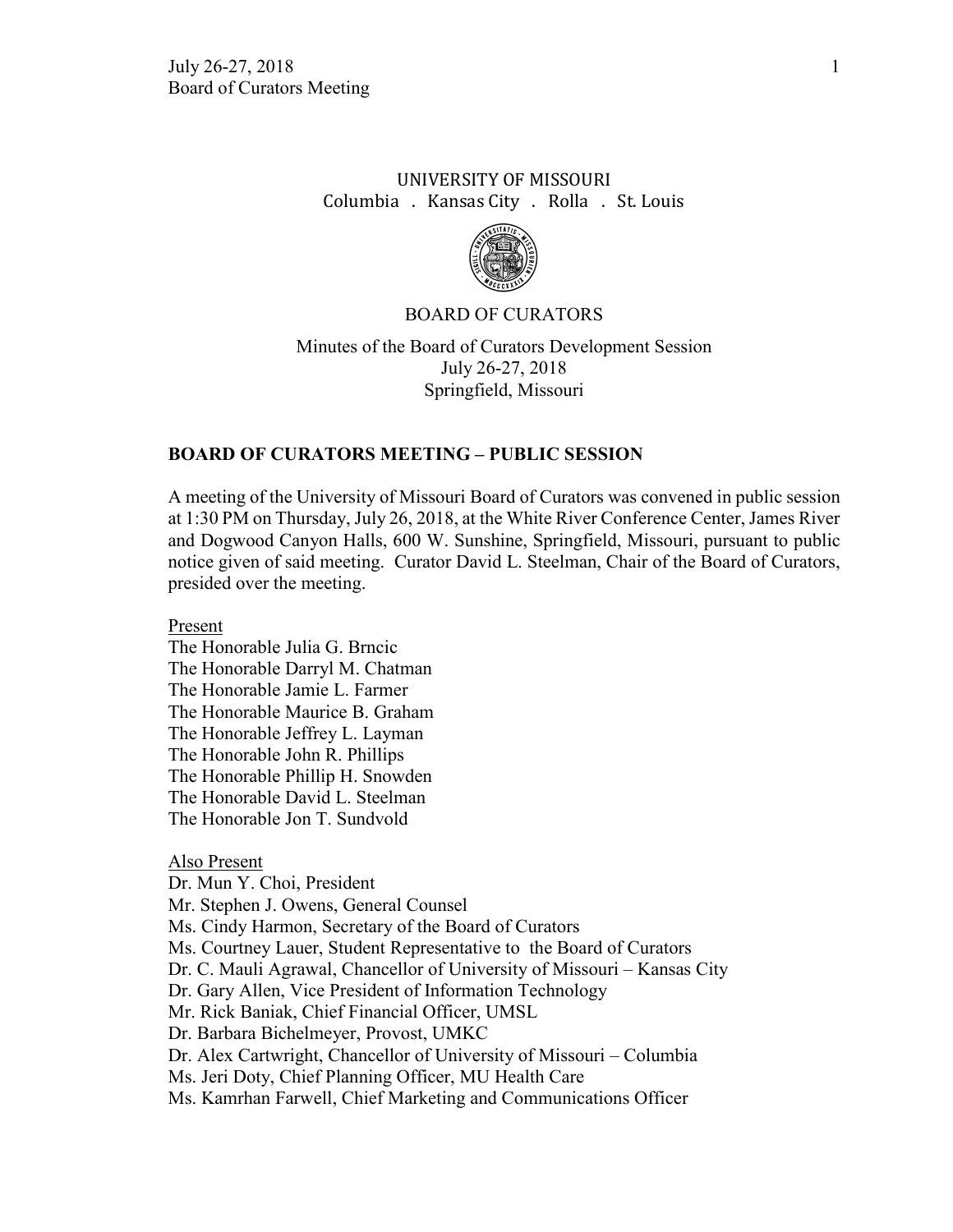UNIVERSITY OF MISSOURI

Columbia . Kansas City . Rolla . St. Louis

BOARD OF CURATORS

Minutes of the Board of Curators Development Session
July 26-27, 2018
Springfield, Missouri

## BOARD OF CURATORS MEETING – PUBLIC SESSION

A meeting of the University of Missouri Board of Curators was convened in public session at 1:30 PM on Thursday, July 26, 2018, at the White River Conference Center, James River and Dogwood Canyon Halls, 600 W. Sunshine, Springfield, Missouri, pursuant to public notice given of said meeting. Curator David L. Steelman, Chair of the Board of Curators, presided over the meeting.

Present

The Honorable Julia G. Brncic
The Honorable Darryl M. Chatman
The Honorable Jamie L. Farmer
The Honorable Maurice B. Graham
The Honorable Jeffrey L. Layman
The Honorable John R. Phillips
The Honorable Phillip H. Snowden
The Honorable David L. Steelman
The Honorable Jon T. Sundvold

Also Present

Dr. Mun Y. Choi, President
Mr. Stephen J. Owens, General Counsel
Ms. Cindy Harmon, Secretary of the Board of Curators
Ms. Courtney Lauer, Student Representative to the Board of Curators
Dr. C. Mauli Agrawal, Chancellor of University of Missouri – Kansas City
Dr. Gary Allen, Vice President of Information Technology
Mr. Rick Baniak, Chief Financial Officer, UMSL
Dr. Barbara Bichelmeyer, Provost, UMKC
Dr. Alex Cartwright, Chancellor of University of Missouri – Columbia
Ms. Jeri Doty, Chief Planning Officer, MU Health Care
Ms. Kamrhan Farwell, Chief Marketing and Communications Officer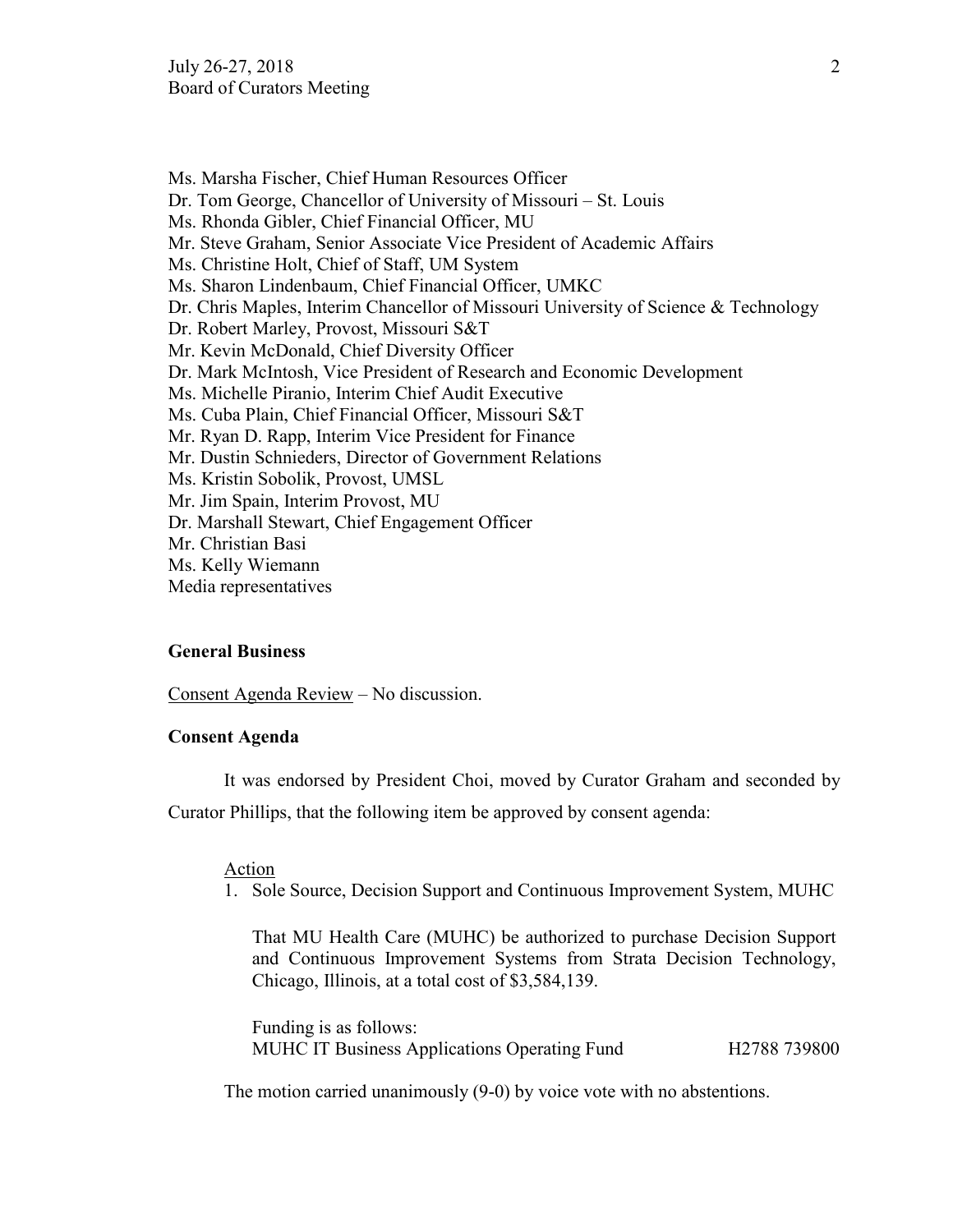Ms. Marsha Fischer, Chief Human Resources Officer
Dr. Tom George, Chancellor of University of Missouri – St. Louis
Ms. Rhonda Gibler, Chief Financial Officer, MU
Mr. Steve Graham, Senior Associate Vice President of Academic Affairs
Ms. Christine Holt, Chief of Staff, UM System
Ms. Sharon Lindenbaum, Chief Financial Officer, UMKC
Dr. Chris Maples, Interim Chancellor of Missouri University of Science & Technology
Dr. Robert Marley, Provost, Missouri S&T
Mr. Kevin McDonald, Chief Diversity Officer
Dr. Mark McIntosh, Vice President of Research and Economic Development
Ms. Michelle Piranio, Interim Chief Audit Executive
Ms. Cuba Plain, Chief Financial Officer, Missouri S&T
Mr. Ryan D. Rapp, Interim Vice President for Finance
Mr. Dustin Schnieders, Director of Government Relations
Ms. Kristin Sobolik, Provost, UMSL
Mr. Jim Spain, Interim Provost, MU
Dr. Marshall Stewart, Chief Engagement Officer
Mr. Christian Basi
Ms. Kelly Wiemann
Media representatives

**General Business**

Consent Agenda Review – No discussion.

**Consent Agenda**

It was endorsed by President Choi, moved by Curator Graham and seconded by Curator Phillips, that the following item be approved by consent agenda:

Action

1. Sole Source, Decision Support and Continuous Improvement System, MUHC

   That MU Health Care (MUHC) be authorized to purchase Decision Support and Continuous Improvement Systems from Strata Decision Technology, Chicago, Illinois, at a total cost of $3,584,139.

   Funding is as follows:
   MUHC IT Business Applications Operating Fund H2788 739800

The motion carried unanimously (9-0) by voice vote with no abstentions.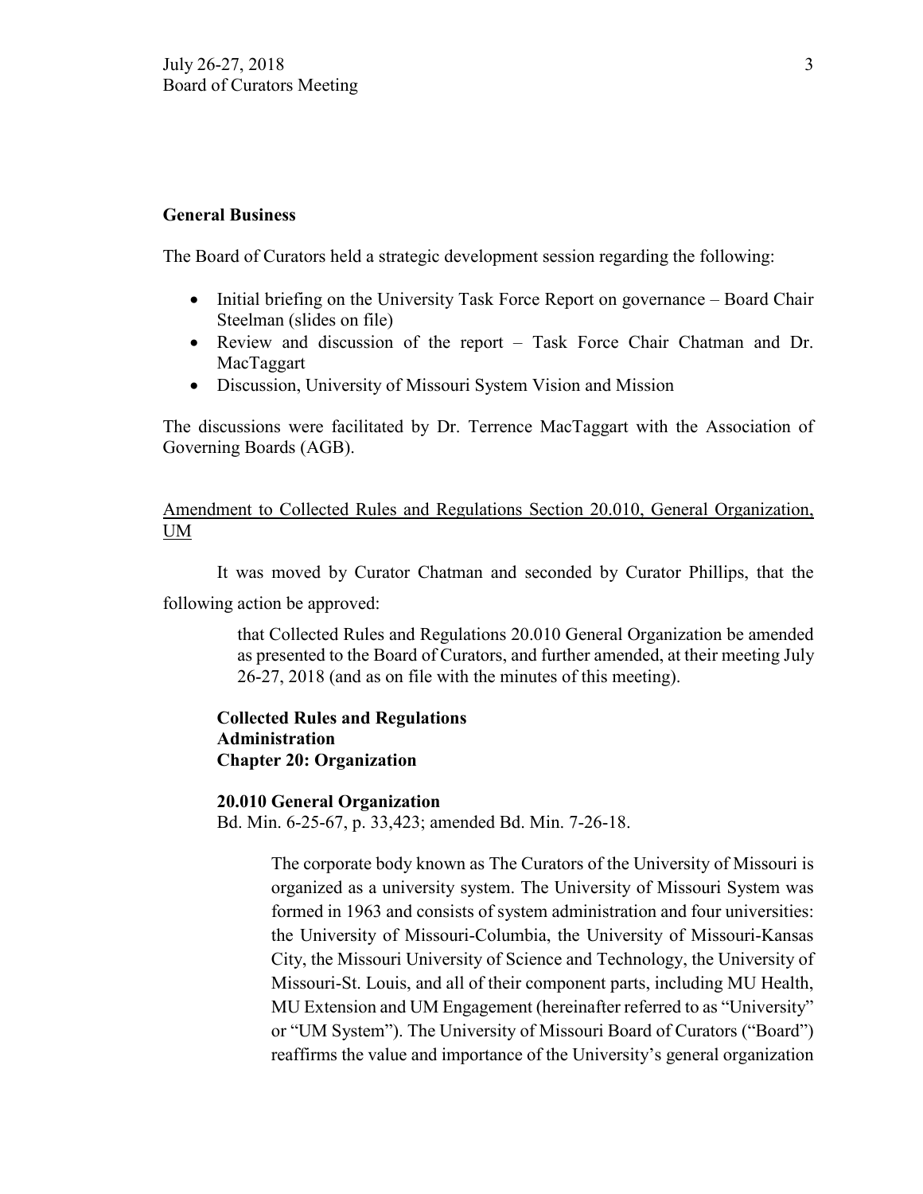**General Business**

The Board of Curators held a strategic development session regarding the following:

- Initial briefing on the University Task Force Report on governance – Board Chair Steelman (slides on file)
- Review and discussion of the report – Task Force Chair Chatman and Dr. MacTaggart
- Discussion, University of Missouri System Vision and Mission

The discussions were facilitated by Dr. Terrence MacTaggart with the Association of Governing Boards (AGB).

<u>Amendment to Collected Rules and Regulations Section 20.010, General Organization, UM</u>

It was moved by Curator Chatman and seconded by Curator Phillips, that the following action be approved:

> that Collected Rules and Regulations 20.010 General Organization be amended as presented to the Board of Curators, and further amended, at their meeting July 26-27, 2018 (and as on file with the minutes of this meeting).

**Collected Rules and Regulations**
**Administration**
**Chapter 20: Organization**

**20.010 General Organization**
Bd. Min. 6-25-67, p. 33,423; amended Bd. Min. 7-26-18.

> The corporate body known as The Curators of the University of Missouri is organized as a university system. The University of Missouri System was formed in 1963 and consists of system administration and four universities: the University of Missouri-Columbia, the University of Missouri-Kansas City, the Missouri University of Science and Technology, the University of Missouri-St. Louis, and all of their component parts, including MU Health, MU Extension and UM Engagement (hereinafter referred to as "University" or "UM System"). The University of Missouri Board of Curators ("Board") reaffirms the value and importance of the University's general organization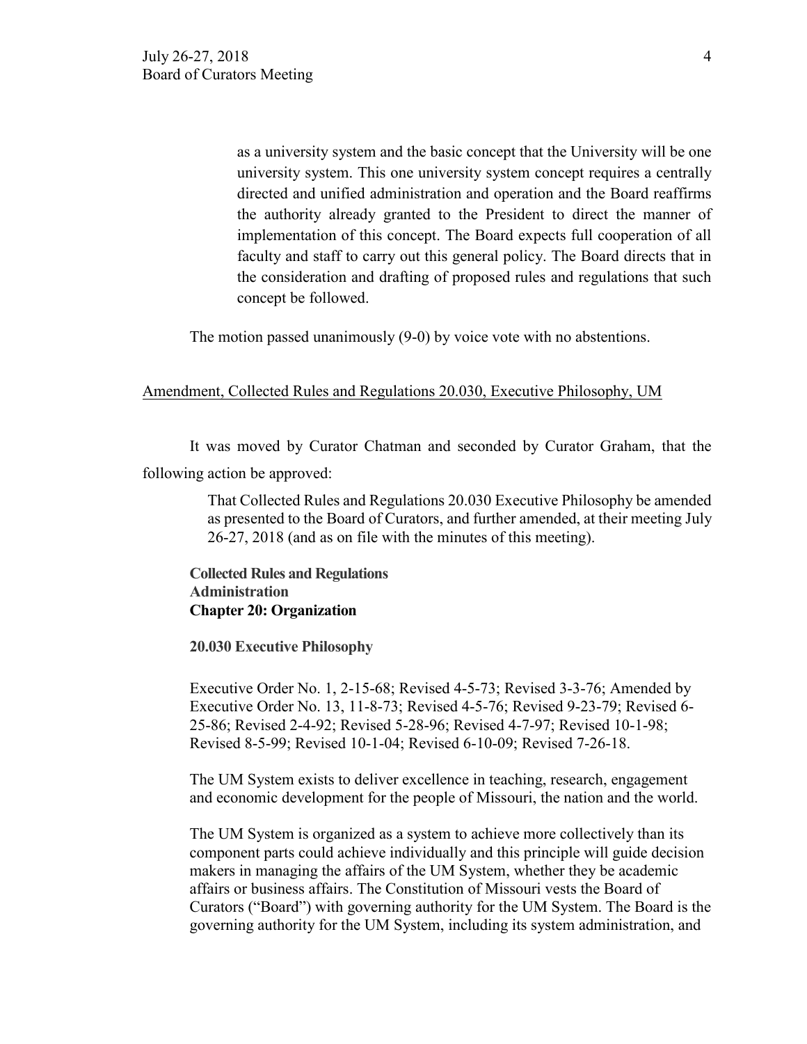as a university system and the basic concept that the University will be one university system. This one university system concept requires a centrally directed and unified administration and operation and the Board reaffirms the authority already granted to the President to direct the manner of implementation of this concept. The Board expects full cooperation of all faculty and staff to carry out this general policy. The Board directs that in the consideration and drafting of proposed rules and regulations that such concept be followed.

The motion passed unanimously (9-0) by voice vote with no abstentions.

Amendment, Collected Rules and Regulations 20.030, Executive Philosophy, UM

It was moved by Curator Chatman and seconded by Curator Graham, that the following action be approved:

> That Collected Rules and Regulations 20.030 Executive Philosophy be amended as presented to the Board of Curators, and further amended, at their meeting July 26-27, 2018 (and as on file with the minutes of this meeting).

**Collected Rules and Regulations**
**Administration**
**Chapter 20: Organization**

**20.030 Executive Philosophy**

Executive Order No. 1, 2-15-68; Revised 4-5-73; Revised 3-3-76; Amended by Executive Order No. 13, 11-8-73; Revised 4-5-76; Revised 9-23-79; Revised 6-25-86; Revised 2-4-92; Revised 5-28-96; Revised 4-7-97; Revised 10-1-98; Revised 8-5-99; Revised 10-1-04; Revised 6-10-09; Revised 7-26-18.

The UM System exists to deliver excellence in teaching, research, engagement and economic development for the people of Missouri, the nation and the world.

The UM System is organized as a system to achieve more collectively than its component parts could achieve individually and this principle will guide decision makers in managing the affairs of the UM System, whether they be academic affairs or business affairs. The Constitution of Missouri vests the Board of Curators ("Board") with governing authority for the UM System. The Board is the governing authority for the UM System, including its system administration, and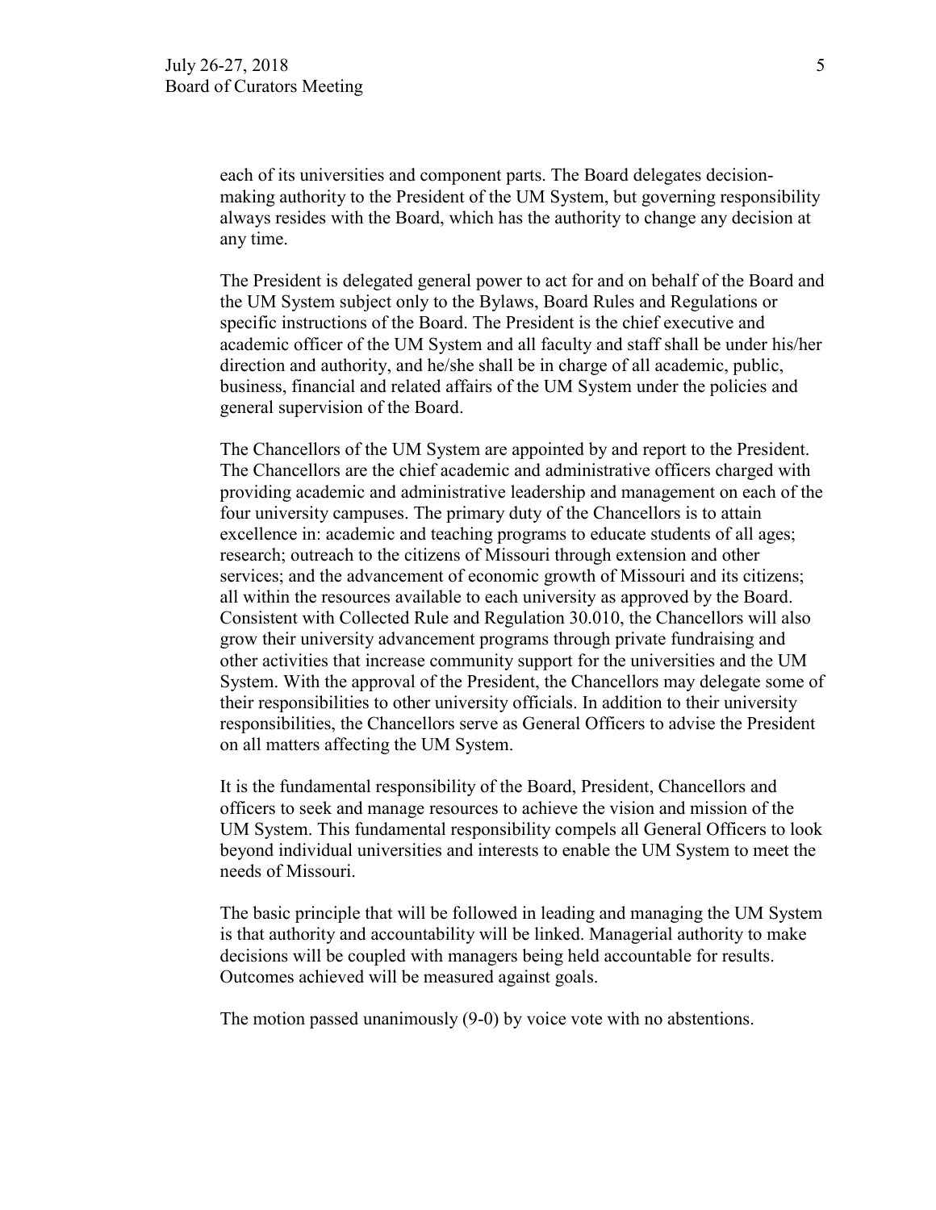each of its universities and component parts. The Board delegates decision-making authority to the President of the UM System, but governing responsibility always resides with the Board, which has the authority to change any decision at any time.

The President is delegated general power to act for and on behalf of the Board and the UM System subject only to the Bylaws, Board Rules and Regulations or specific instructions of the Board. The President is the chief executive and academic officer of the UM System and all faculty and staff shall be under his/her direction and authority, and he/she shall be in charge of all academic, public, business, financial and related affairs of the UM System under the policies and general supervision of the Board.

The Chancellors of the UM System are appointed by and report to the President. The Chancellors are the chief academic and administrative officers charged with providing academic and administrative leadership and management on each of the four university campuses. The primary duty of the Chancellors is to attain excellence in: academic and teaching programs to educate students of all ages; research; outreach to the citizens of Missouri through extension and other services; and the advancement of economic growth of Missouri and its citizens; all within the resources available to each university as approved by the Board. Consistent with Collected Rule and Regulation 30.010, the Chancellors will also grow their university advancement programs through private fundraising and other activities that increase community support for the universities and the UM System. With the approval of the President, the Chancellors may delegate some of their responsibilities to other university officials. In addition to their university responsibilities, the Chancellors serve as General Officers to advise the President on all matters affecting the UM System.

It is the fundamental responsibility of the Board, President, Chancellors and officers to seek and manage resources to achieve the vision and mission of the UM System. This fundamental responsibility compels all General Officers to look beyond individual universities and interests to enable the UM System to meet the needs of Missouri.

The basic principle that will be followed in leading and managing the UM System is that authority and accountability will be linked. Managerial authority to make decisions will be coupled with managers being held accountable for results. Outcomes achieved will be measured against goals.

The motion passed unanimously (9-0) by voice vote with no abstentions.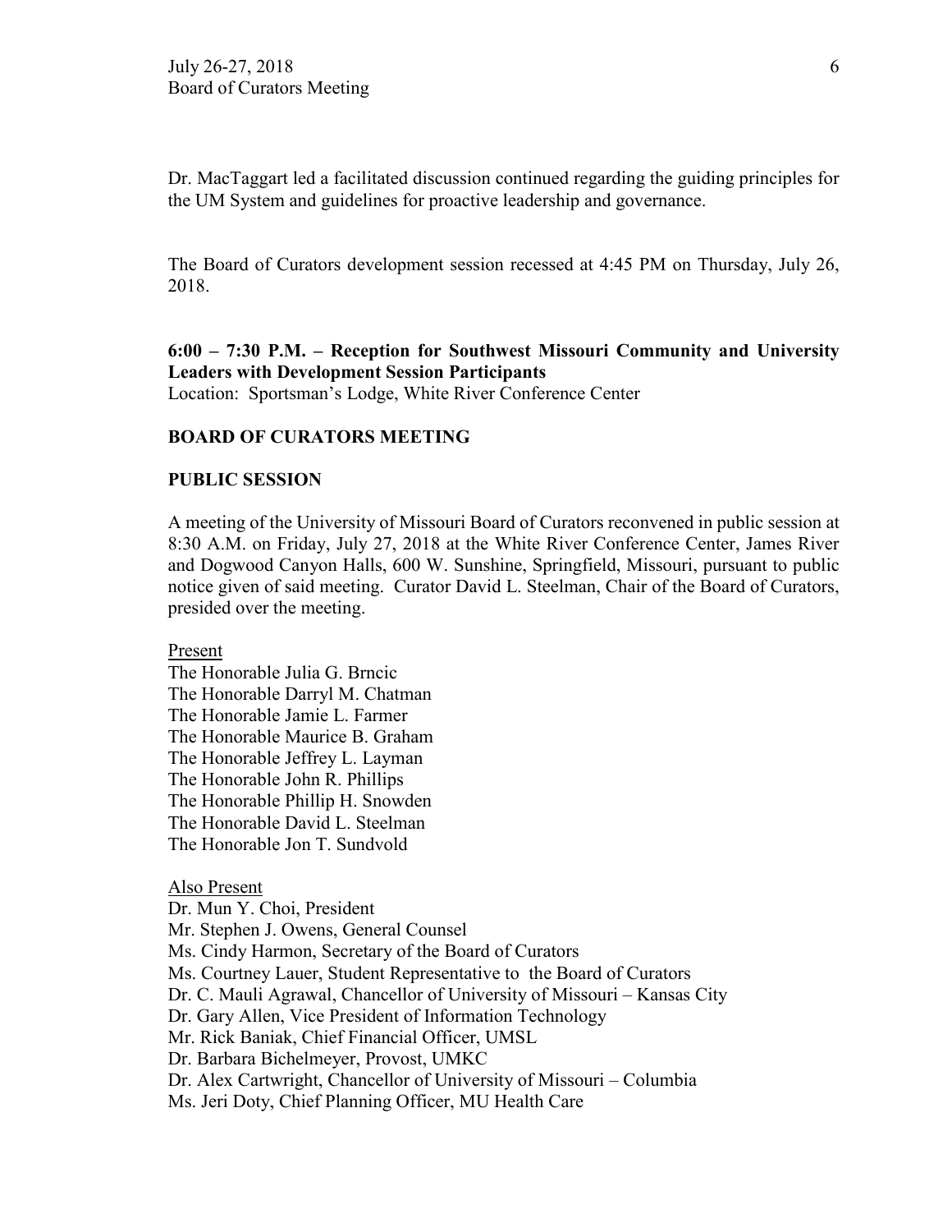Dr. MacTaggart led a facilitated discussion continued regarding the guiding principles for the UM System and guidelines for proactive leadership and governance.

The Board of Curators development session recessed at 4:45 PM on Thursday, July 26, 2018.

**6:00 – 7:30 P.M. – Reception for Southwest Missouri Community and University Leaders with Development Session Participants**
Location: Sportsman's Lodge, White River Conference Center

**BOARD OF CURATORS MEETING**

**PUBLIC SESSION**

A meeting of the University of Missouri Board of Curators reconvened in public session at 8:30 A.M. on Friday, July 27, 2018 at the White River Conference Center, James River and Dogwood Canyon Halls, 600 W. Sunshine, Springfield, Missouri, pursuant to public notice given of said meeting. Curator David L. Steelman, Chair of the Board of Curators, presided over the meeting.

Present
The Honorable Julia G. Brncic
The Honorable Darryl M. Chatman
The Honorable Jamie L. Farmer
The Honorable Maurice B. Graham
The Honorable Jeffrey L. Layman
The Honorable John R. Phillips
The Honorable Phillip H. Snowden
The Honorable David L. Steelman
The Honorable Jon T. Sundvold

Also Present
Dr. Mun Y. Choi, President
Mr. Stephen J. Owens, General Counsel
Ms. Cindy Harmon, Secretary of the Board of Curators
Ms. Courtney Lauer, Student Representative to the Board of Curators
Dr. C. Mauli Agrawal, Chancellor of University of Missouri – Kansas City
Dr. Gary Allen, Vice President of Information Technology
Mr. Rick Baniak, Chief Financial Officer, UMSL
Dr. Barbara Bichelmeyer, Provost, UMKC
Dr. Alex Cartwright, Chancellor of University of Missouri – Columbia
Ms. Jeri Doty, Chief Planning Officer, MU Health Care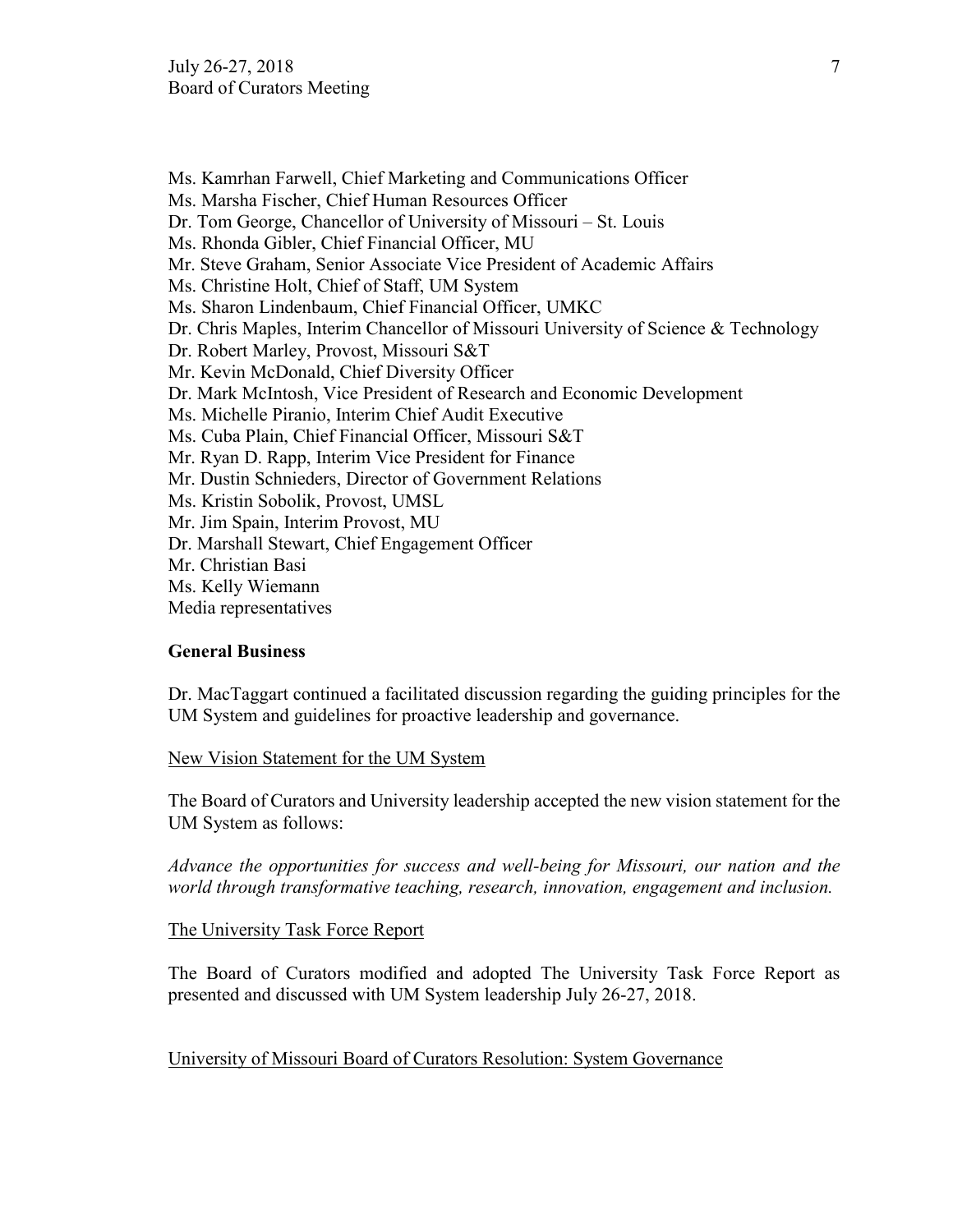Ms. Kamrhan Farwell, Chief Marketing and Communications Officer
Ms. Marsha Fischer, Chief Human Resources Officer
Dr. Tom George, Chancellor of University of Missouri – St. Louis
Ms. Rhonda Gibler, Chief Financial Officer, MU
Mr. Steve Graham, Senior Associate Vice President of Academic Affairs
Ms. Christine Holt, Chief of Staff, UM System
Ms. Sharon Lindenbaum, Chief Financial Officer, UMKC
Dr. Chris Maples, Interim Chancellor of Missouri University of Science & Technology
Dr. Robert Marley, Provost, Missouri S&T
Mr. Kevin McDonald, Chief Diversity Officer
Dr. Mark McIntosh, Vice President of Research and Economic Development
Ms. Michelle Piranio, Interim Chief Audit Executive
Ms. Cuba Plain, Chief Financial Officer, Missouri S&T
Mr. Ryan D. Rapp, Interim Vice President for Finance
Mr. Dustin Schnieders, Director of Government Relations
Ms. Kristin Sobolik, Provost, UMSL
Mr. Jim Spain, Interim Provost, MU
Dr. Marshall Stewart, Chief Engagement Officer
Mr. Christian Basi
Ms. Kelly Wiemann
Media representatives

**General Business**

Dr. MacTaggart continued a facilitated discussion regarding the guiding principles for the UM System and guidelines for proactive leadership and governance.

New Vision Statement for the UM System

The Board of Curators and University leadership accepted the new vision statement for the UM System as follows:

*Advance the opportunities for success and well-being for Missouri, our nation and the world through transformative teaching, research, innovation, engagement and inclusion.*

The University Task Force Report

The Board of Curators modified and adopted The University Task Force Report as presented and discussed with UM System leadership July 26-27, 2018.

University of Missouri Board of Curators Resolution: System Governance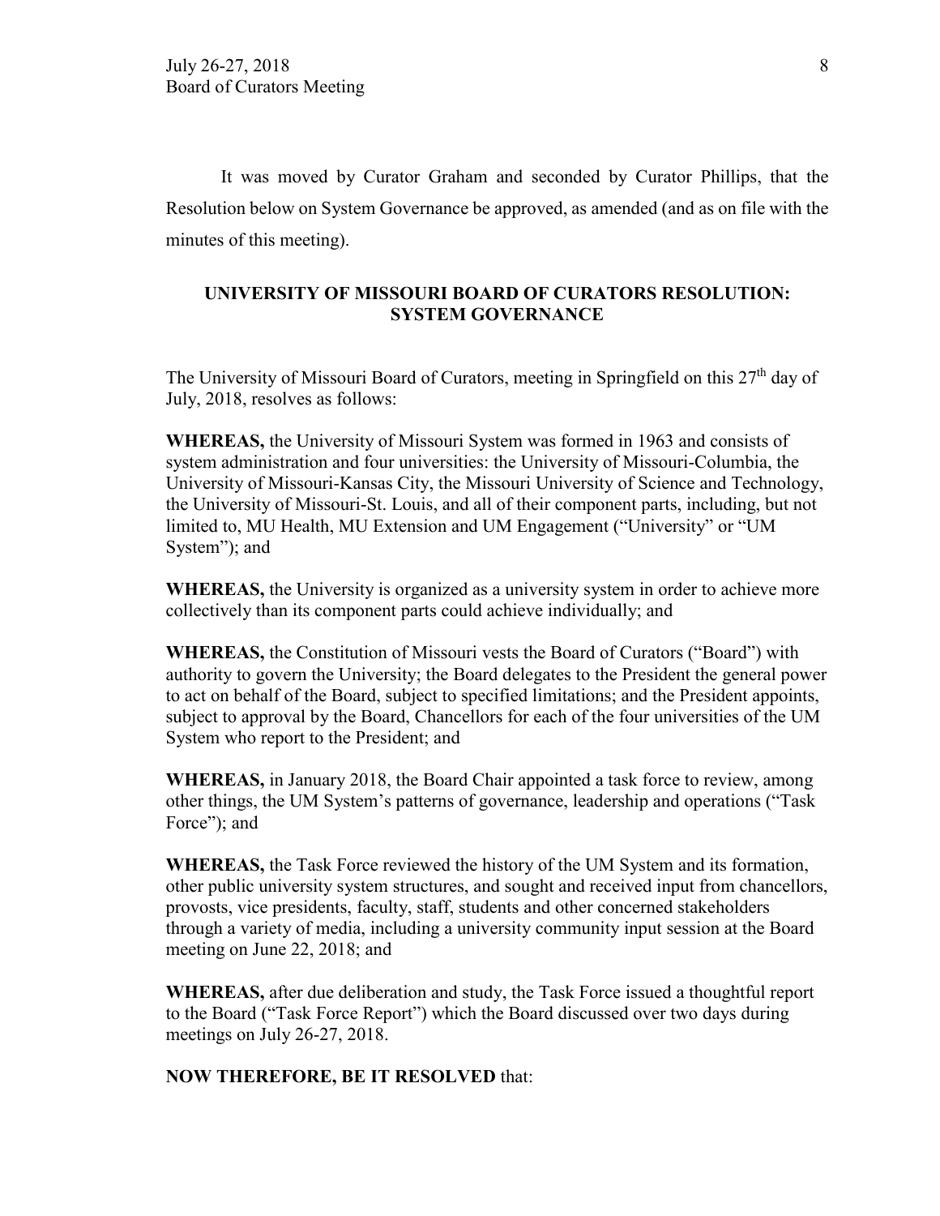It was moved by Curator Graham and seconded by Curator Phillips, that the Resolution below on System Governance be approved, as amended (and as on file with the minutes of this meeting).

**UNIVERSITY OF MISSOURI BOARD OF CURATORS RESOLUTION: SYSTEM GOVERNANCE**

The University of Missouri Board of Curators, meeting in Springfield on this 27th day of July, 2018, resolves as follows:

**WHEREAS,** the University of Missouri System was formed in 1963 and consists of system administration and four universities: the University of Missouri-Columbia, the University of Missouri-Kansas City, the Missouri University of Science and Technology, the University of Missouri-St. Louis, and all of their component parts, including, but not limited to, MU Health, MU Extension and UM Engagement ("University" or "UM System"); and

**WHEREAS,** the University is organized as a university system in order to achieve more collectively than its component parts could achieve individually; and

**WHEREAS,** the Constitution of Missouri vests the Board of Curators ("Board") with authority to govern the University; the Board delegates to the President the general power to act on behalf of the Board, subject to specified limitations; and the President appoints, subject to approval by the Board, Chancellors for each of the four universities of the UM System who report to the President; and

**WHEREAS,** in January 2018, the Board Chair appointed a task force to review, among other things, the UM System's patterns of governance, leadership and operations ("Task Force"); and

**WHEREAS,** the Task Force reviewed the history of the UM System and its formation, other public university system structures, and sought and received input from chancellors, provosts, vice presidents, faculty, staff, students and other concerned stakeholders through a variety of media, including a university community input session at the Board meeting on June 22, 2018; and

**WHEREAS,** after due deliberation and study, the Task Force issued a thoughtful report to the Board ("Task Force Report") which the Board discussed over two days during meetings on July 26-27, 2018.

**NOW THEREFORE, BE IT RESOLVED** that: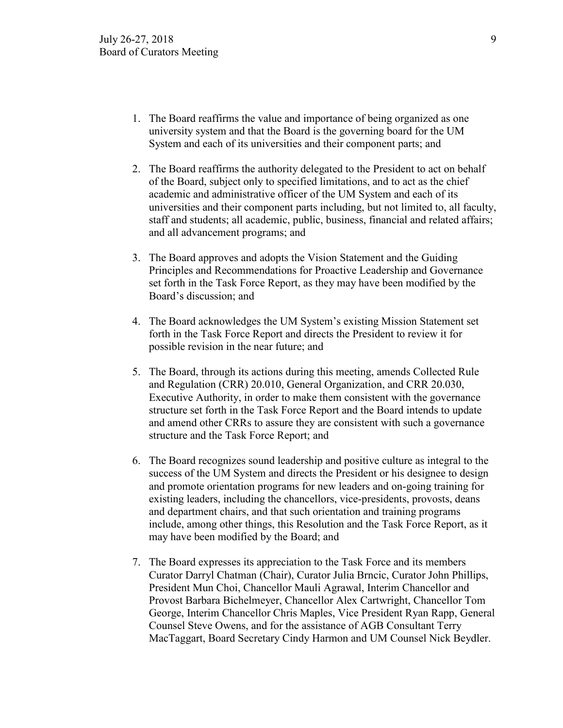1. The Board reaffirms the value and importance of being organized as one university system and that the Board is the governing board for the UM System and each of its universities and their component parts; and

2. The Board reaffirms the authority delegated to the President to act on behalf of the Board, subject only to specified limitations, and to act as the chief academic and administrative officer of the UM System and each of its universities and their component parts including, but not limited to, all faculty, staff and students; all academic, public, business, financial and related affairs; and all advancement programs; and

3. The Board approves and adopts the Vision Statement and the Guiding Principles and Recommendations for Proactive Leadership and Governance set forth in the Task Force Report, as they may have been modified by the Board's discussion; and

4. The Board acknowledges the UM System's existing Mission Statement set forth in the Task Force Report and directs the President to review it for possible revision in the near future; and

5. The Board, through its actions during this meeting, amends Collected Rule and Regulation (CRR) 20.010, General Organization, and CRR 20.030, Executive Authority, in order to make them consistent with the governance structure set forth in the Task Force Report and the Board intends to update and amend other CRRs to assure they are consistent with such a governance structure and the Task Force Report; and

6. The Board recognizes sound leadership and positive culture as integral to the success of the UM System and directs the President or his designee to design and promote orientation programs for new leaders and on-going training for existing leaders, including the chancellors, vice-presidents, provosts, deans and department chairs, and that such orientation and training programs include, among other things, this Resolution and the Task Force Report, as it may have been modified by the Board; and

7. The Board expresses its appreciation to the Task Force and its members Curator Darryl Chatman (Chair), Curator Julia Brncic, Curator John Phillips, President Mun Choi, Chancellor Mauli Agrawal, Interim Chancellor and Provost Barbara Bichelmeyer, Chancellor Alex Cartwright, Chancellor Tom George, Interim Chancellor Chris Maples, Vice President Ryan Rapp, General Counsel Steve Owens, and for the assistance of AGB Consultant Terry MacTaggart, Board Secretary Cindy Harmon and UM Counsel Nick Beydler.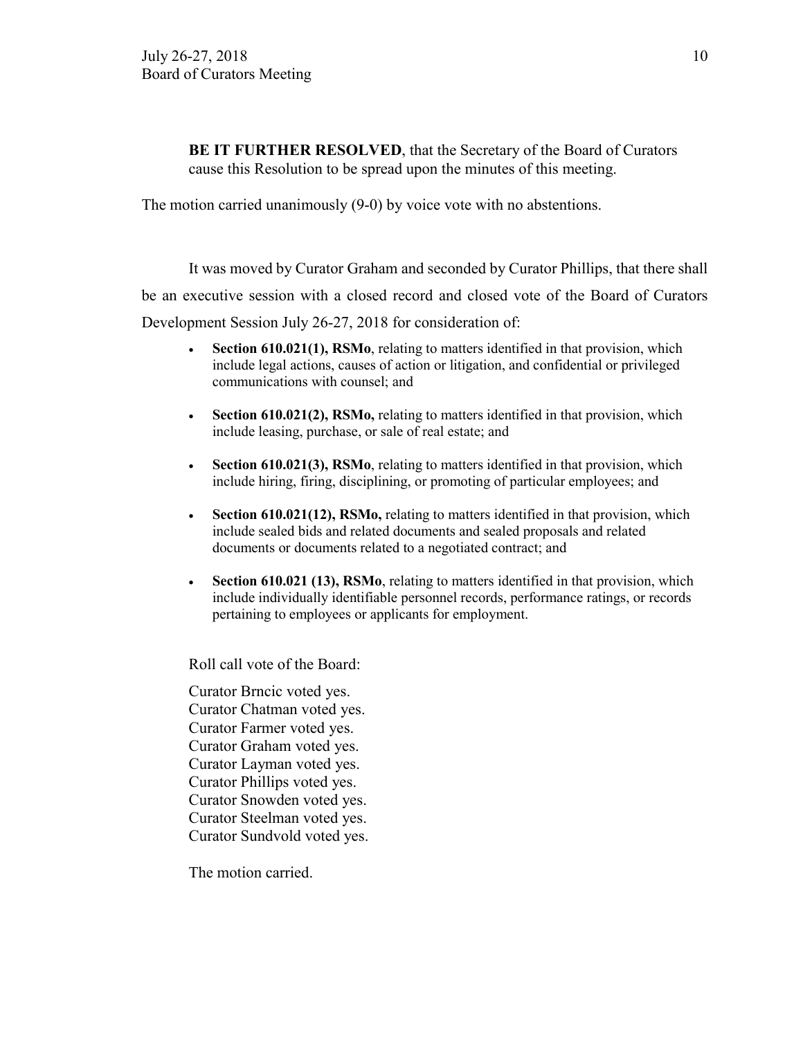**BE IT FURTHER RESOLVED**, that the Secretary of the Board of Curators cause this Resolution to be spread upon the minutes of this meeting.

The motion carried unanimously (9-0) by voice vote with no abstentions.

It was moved by Curator Graham and seconded by Curator Phillips, that there shall be an executive session with a closed record and closed vote of the Board of Curators Development Session July 26-27, 2018 for consideration of:

- **Section 610.021(1), RSMo**, relating to matters identified in that provision, which include legal actions, causes of action or litigation, and confidential or privileged communications with counsel; and
- **Section 610.021(2), RSMo,** relating to matters identified in that provision, which include leasing, purchase, or sale of real estate; and
- **Section 610.021(3), RSMo**, relating to matters identified in that provision, which include hiring, firing, disciplining, or promoting of particular employees; and
- **Section 610.021(12), RSMo,** relating to matters identified in that provision, which include sealed bids and related documents and sealed proposals and related documents or documents related to a negotiated contract; and
- **Section 610.021 (13), RSMo**, relating to matters identified in that provision, which include individually identifiable personnel records, performance ratings, or records pertaining to employees or applicants for employment.

Roll call vote of the Board:

Curator Brncic voted yes.
Curator Chatman voted yes.
Curator Farmer voted yes.
Curator Graham voted yes.
Curator Layman voted yes.
Curator Phillips voted yes.
Curator Snowden voted yes.
Curator Steelman voted yes.
Curator Sundvold voted yes.

The motion carried.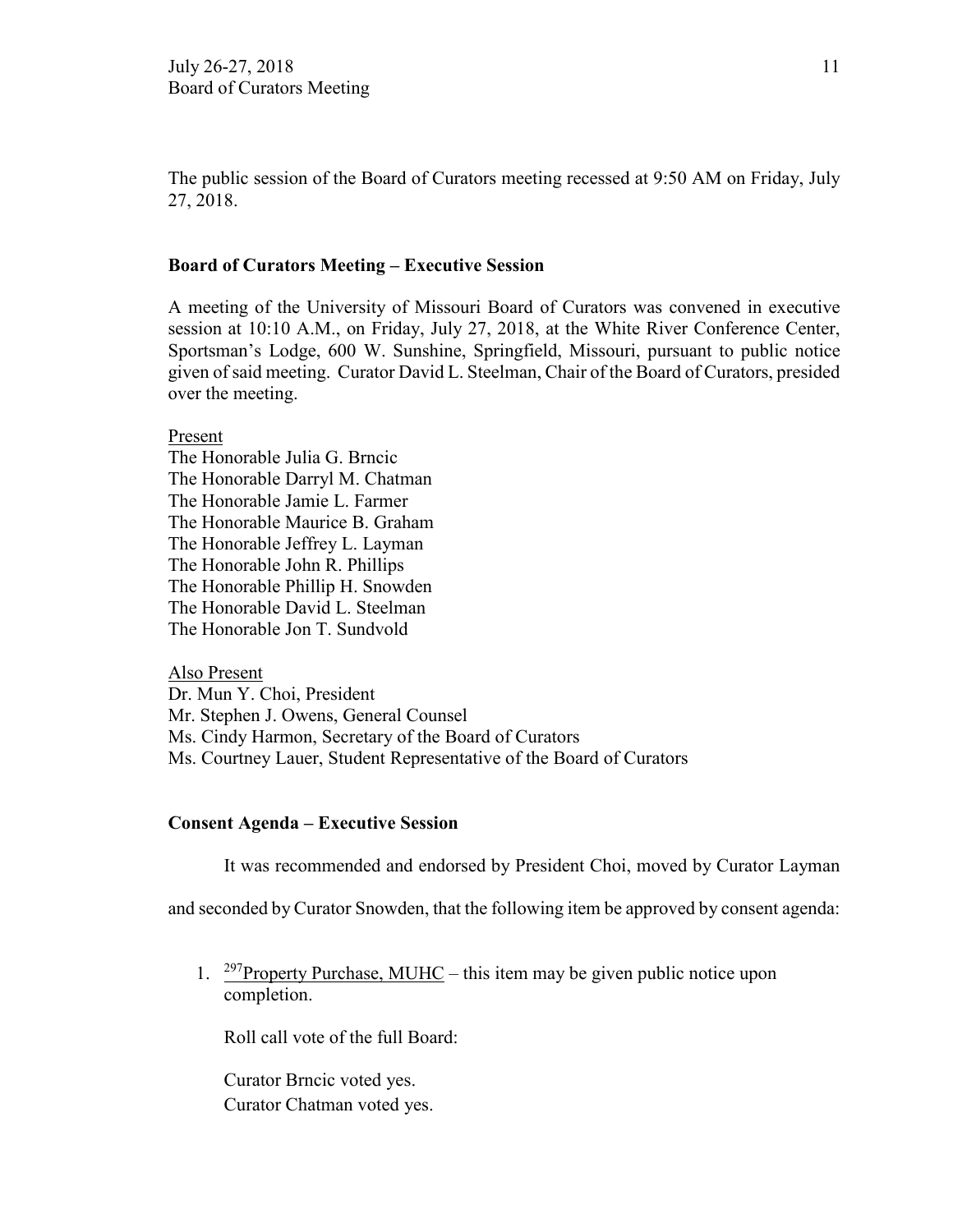The public session of the Board of Curators meeting recessed at 9:50 AM on Friday, July 27, 2018.

**Board of Curators Meeting – Executive Session**

A meeting of the University of Missouri Board of Curators was convened in executive session at 10:10 A.M., on Friday, July 27, 2018, at the White River Conference Center, Sportsman's Lodge, 600 W. Sunshine, Springfield, Missouri, pursuant to public notice given of said meeting. Curator David L. Steelman, Chair of the Board of Curators, presided over the meeting.

Present
The Honorable Julia G. Brncic
The Honorable Darryl M. Chatman
The Honorable Jamie L. Farmer
The Honorable Maurice B. Graham
The Honorable Jeffrey L. Layman
The Honorable John R. Phillips
The Honorable Phillip H. Snowden
The Honorable David L. Steelman
The Honorable Jon T. Sundvold

Also Present
Dr. Mun Y. Choi, President
Mr. Stephen J. Owens, General Counsel
Ms. Cindy Harmon, Secretary of the Board of Curators
Ms. Courtney Lauer, Student Representative of the Board of Curators

**Consent Agenda – Executive Session**

It was recommended and endorsed by President Choi, moved by Curator Layman and seconded by Curator Snowden, that the following item be approved by consent agenda:

1. [297]Property Purchase, MUHC – this item may be given public notice upon completion.

   Roll call vote of the full Board:

   Curator Brncic voted yes.
   Curator Chatman voted yes.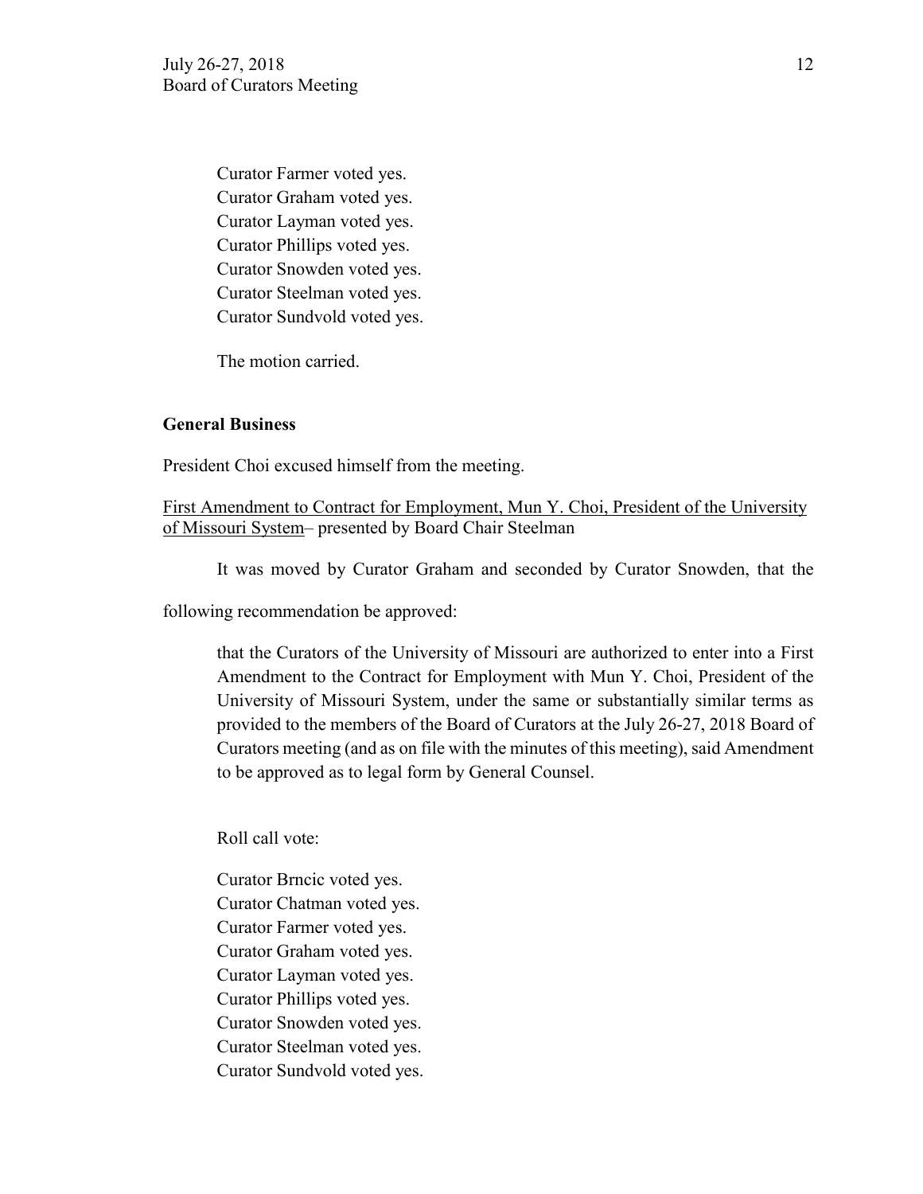Curator Farmer voted yes.
Curator Graham voted yes.
Curator Layman voted yes.
Curator Phillips voted yes.
Curator Snowden voted yes.
Curator Steelman voted yes.
Curator Sundvold voted yes.

The motion carried.

**General Business**

President Choi excused himself from the meeting.

First Amendment to Contract for Employment, Mun Y. Choi, President of the University of Missouri System– presented by Board Chair Steelman

It was moved by Curator Graham and seconded by Curator Snowden, that the following recommendation be approved:

> that the Curators of the University of Missouri are authorized to enter into a First Amendment to the Contract for Employment with Mun Y. Choi, President of the University of Missouri System, under the same or substantially similar terms as provided to the members of the Board of Curators at the July 26-27, 2018 Board of Curators meeting (and as on file with the minutes of this meeting), said Amendment to be approved as to legal form by General Counsel.

Roll call vote:

Curator Brncic voted yes.
Curator Chatman voted yes.
Curator Farmer voted yes.
Curator Graham voted yes.
Curator Layman voted yes.
Curator Phillips voted yes.
Curator Snowden voted yes.
Curator Steelman voted yes.
Curator Sundvold voted yes.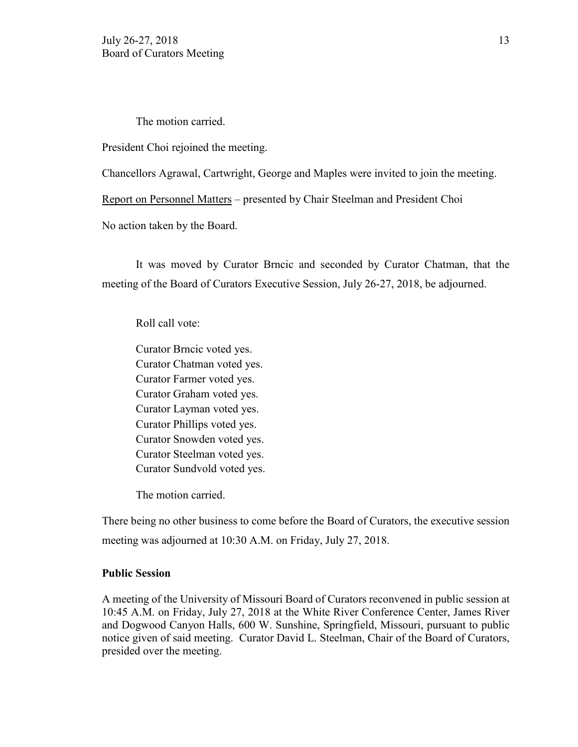The motion carried.

President Choi rejoined the meeting.

Chancellors Agrawal, Cartwright, George and Maples were invited to join the meeting.

<u>Report on Personnel Matters</u> – presented by Chair Steelman and President Choi

No action taken by the Board.

It was moved by Curator Brncic and seconded by Curator Chatman, that the meeting of the Board of Curators Executive Session, July 26-27, 2018, be adjourned.

Roll call vote:

Curator Brncic voted yes.
Curator Chatman voted yes.
Curator Farmer voted yes.
Curator Graham voted yes.
Curator Layman voted yes.
Curator Phillips voted yes.
Curator Snowden voted yes.
Curator Steelman voted yes.
Curator Sundvold voted yes.

The motion carried.

There being no other business to come before the Board of Curators, the executive session meeting was adjourned at 10:30 A.M. on Friday, July 27, 2018.

**Public Session**

A meeting of the University of Missouri Board of Curators reconvened in public session at 10:45 A.M. on Friday, July 27, 2018 at the White River Conference Center, James River and Dogwood Canyon Halls, 600 W. Sunshine, Springfield, Missouri, pursuant to public notice given of said meeting. Curator David L. Steelman, Chair of the Board of Curators, presided over the meeting.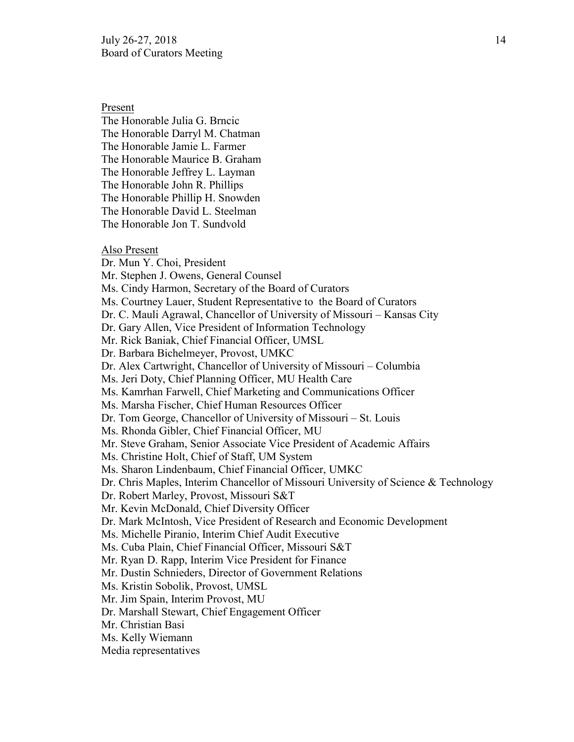Present

The Honorable Julia G. Brncic
The Honorable Darryl M. Chatman
The Honorable Jamie L. Farmer
The Honorable Maurice B. Graham
The Honorable Jeffrey L. Layman
The Honorable John R. Phillips
The Honorable Phillip H. Snowden
The Honorable David L. Steelman
The Honorable Jon T. Sundvold

Also Present

Dr. Mun Y. Choi, President
Mr. Stephen J. Owens, General Counsel
Ms. Cindy Harmon, Secretary of the Board of Curators
Ms. Courtney Lauer, Student Representative to the Board of Curators
Dr. C. Mauli Agrawal, Chancellor of University of Missouri – Kansas City
Dr. Gary Allen, Vice President of Information Technology
Mr. Rick Baniak, Chief Financial Officer, UMSL
Dr. Barbara Bichelmeyer, Provost, UMKC
Dr. Alex Cartwright, Chancellor of University of Missouri – Columbia
Ms. Jeri Doty, Chief Planning Officer, MU Health Care
Ms. Kamrhan Farwell, Chief Marketing and Communications Officer
Ms. Marsha Fischer, Chief Human Resources Officer
Dr. Tom George, Chancellor of University of Missouri – St. Louis
Ms. Rhonda Gibler, Chief Financial Officer, MU
Mr. Steve Graham, Senior Associate Vice President of Academic Affairs
Ms. Christine Holt, Chief of Staff, UM System
Ms. Sharon Lindenbaum, Chief Financial Officer, UMKC
Dr. Chris Maples, Interim Chancellor of Missouri University of Science & Technology
Dr. Robert Marley, Provost, Missouri S&T
Mr. Kevin McDonald, Chief Diversity Officer
Dr. Mark McIntosh, Vice President of Research and Economic Development
Ms. Michelle Piranio, Interim Chief Audit Executive
Ms. Cuba Plain, Chief Financial Officer, Missouri S&T
Mr. Ryan D. Rapp, Interim Vice President for Finance
Mr. Dustin Schnieders, Director of Government Relations
Ms. Kristin Sobolik, Provost, UMSL
Mr. Jim Spain, Interim Provost, MU
Dr. Marshall Stewart, Chief Engagement Officer
Mr. Christian Basi
Ms. Kelly Wiemann
Media representatives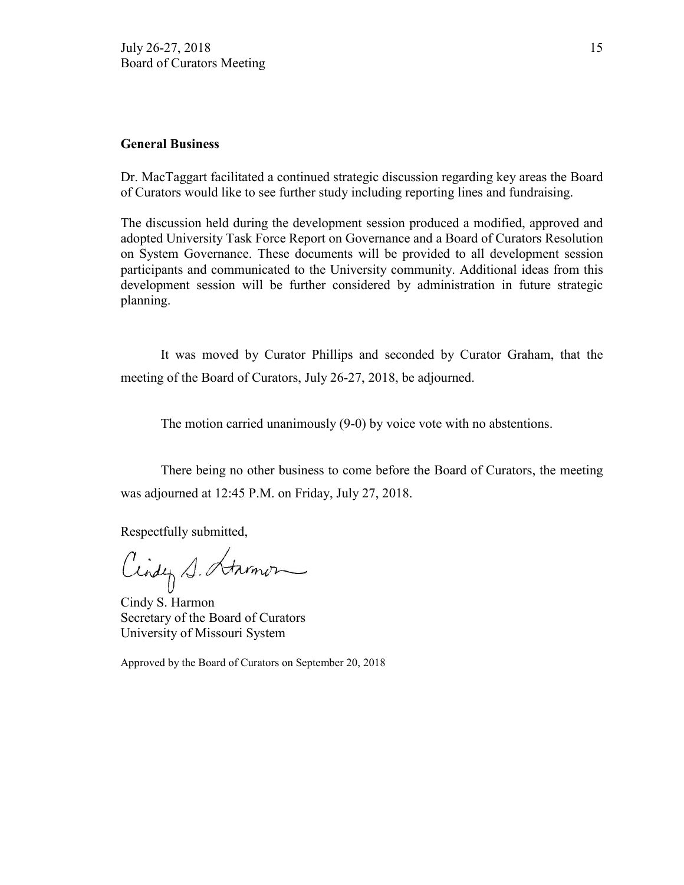**General Business**

Dr. MacTaggart facilitated a continued strategic discussion regarding key areas the Board of Curators would like to see further study including reporting lines and fundraising.

The discussion held during the development session produced a modified, approved and adopted University Task Force Report on Governance and a Board of Curators Resolution on System Governance. These documents will be provided to all development session participants and communicated to the University community. Additional ideas from this development session will be further considered by administration in future strategic planning.

It was moved by Curator Phillips and seconded by Curator Graham, that the meeting of the Board of Curators, July 26-27, 2018, be adjourned.

The motion carried unanimously (9-0) by voice vote with no abstentions.

There being no other business to come before the Board of Curators, the meeting was adjourned at 12:45 P.M. on Friday, July 27, 2018.

Respectfully submitted,

Cindy S. Harmon
Secretary of the Board of Curators
University of Missouri System

Approved by the Board of Curators on September 20, 2018